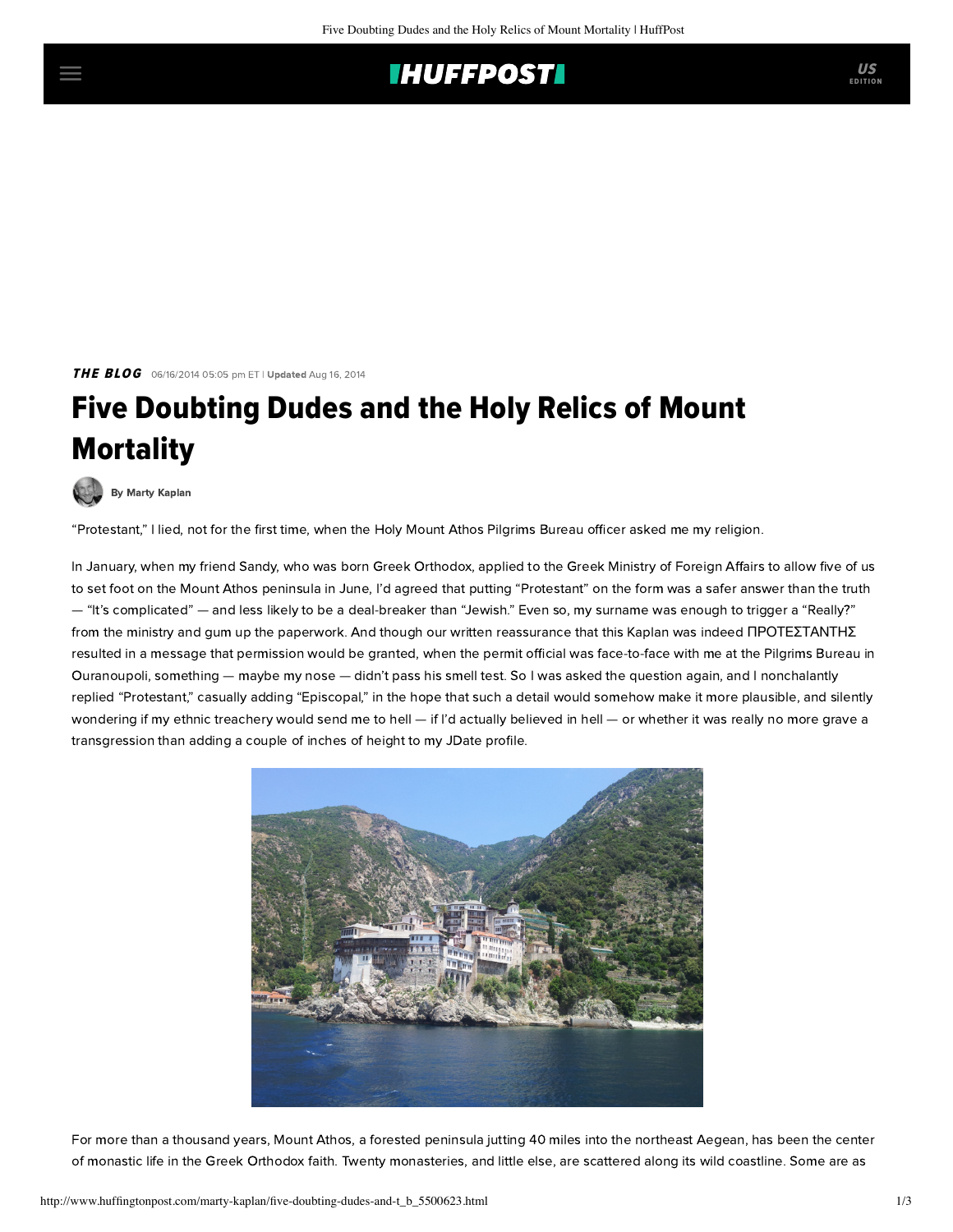*THE BLOG* 06/16/2014 05:05 pm ET | **Updated** Aug 16, 2014

# Five Doubting Dudes and the Holy Relics of Mount Mortality

**By Marty Kaplan**

"Protestant," I lied, not for the first time, when the Holy Mount Athos Pilgrims Bureau officer asked me my religion.

In January, when my friend Sandy, who was born Greek Orthodox, applied to the Greek Ministry of Foreign Affairs to allow five of us to set foot on the Mount Athos peninsula in June, I'd agreed that putting "Protestant" on the form was a safer answer than the truth — "It's complicated" — and less likely to be a deal-breaker than "Jewish." Even so, my surname was enough to trigger a "Really?" from the ministry and gum up the paperwork. And though our written reassurance that this Kaplan was indeed ΠΡΟΤΕΣΤΑΝΤΗΣ resulted in a message that permission would be granted, when the permit official was face-to-face with me at the Pilgrims Bureau in Ouranoupoli, something — maybe my nose — didn't pass his smell test. So I was asked the question again, and I nonchalantly replied "Protestant," casually adding "Episcopal," in the hope that such a detail would somehow make it more plausible, and silently wondering if my ethnic treachery would send me to hell — if I'd actually believed in hell — or whether it was really no more grave a transgression than adding a couple of inches of height to my JDate profile.

For more than a thousand years, Mount Athos, a forested peninsula jutting 40 miles into the northeast Aegean, has been the center of monastic life in the Greek Orthodox faith. Twenty monasteries, and little else, are scattered along its wild coastline. Some are as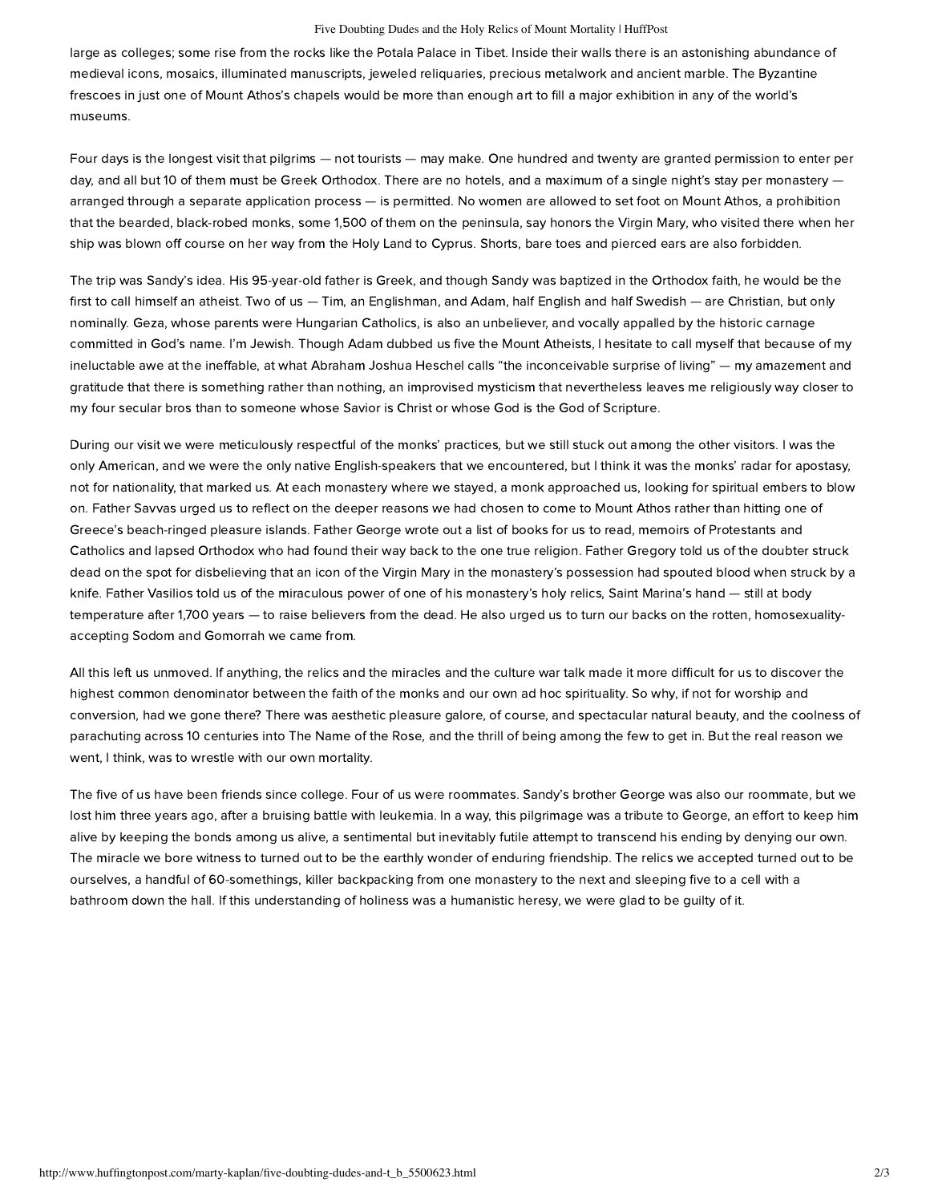large as colleges; some rise from the rocks like the Potala Palace in Tibet. Inside their walls there is an astonishing abundance of medieval icons, mosaics, illuminated manuscripts, jeweled reliquaries, precious metalwork and ancient marble. The Byzantine frescoes in just one of Mount Athos's chapels would be more than enough art to fill a major exhibition in any of the world's museums.

Four days is the longest visit that pilgrims — not tourists — may make. One hundred and twenty are granted permission to enter per day, and all but 10 of them must be Greek Orthodox. There are no hotels, and a maximum of a single night's stay per monastery — arranged through a separate application process — is permitted. No women are allowed to set foot on Mount Athos, a prohibition that the bearded, black-robed monks, some 1,500 of them on the peninsula, say honors the Virgin Mary, who visited there when her ship was blown off course on her way from the Holy Land to Cyprus. Shorts, bare toes and pierced ears are also forbidden.

The trip was Sandy's idea. His 95-year-old father is Greek, and though Sandy was baptized in the Orthodox faith, he would be the first to call himself an atheist. Two of us — Tim, an Englishman, and Adam, half English and half Swedish — are Christian, but only nominally. Geza, whose parents were Hungarian Catholics, is also an unbeliever, and vocally appalled by the historic carnage committed in God's name. I'm Jewish. Though Adam dubbed us five the Mount Atheists, I hesitate to call myself that because of my ineluctable awe at the ineffable, at what Abraham Joshua Heschel calls "the inconceivable surprise of living" — my amazement and gratitude that there is something rather than nothing, an improvised mysticism that nevertheless leaves me religiously way closer to my four secular bros than to someone whose Savior is Christ or whose God is the God of Scripture.

During our visit we were meticulously respectful of the monks' practices, but we still stuck out among the other visitors. I was the only American, and we were the only native English-speakers that we encountered, but I think it was the monks' radar for apostasy, not for nationality, that marked us. At each monastery where we stayed, a monk approached us, looking for spiritual embers to blow on. Father Savvas urged us to reflect on the deeper reasons we had chosen to come to Mount Athos rather than hitting one of Greece's beach-ringed pleasure islands. Father George wrote out a list of books for us to read, memoirs of Protestants and Catholics and lapsed Orthodox who had found their way back to the one true religion. Father Gregory told us of the doubter struck dead on the spot for disbelieving that an icon of the Virgin Mary in the monastery's possession had spouted blood when struck by a knife. Father Vasilios told us of the miraculous power of one of his monastery's holy relics, Saint Marina's hand — still at body temperature after 1,700 years — to raise believers from the dead. He also urged us to turn our backs on the rotten, homosexuality-accepting Sodom and Gomorrah we came from.

All this left us unmoved. If anything, the relics and the miracles and the culture war talk made it more difficult for us to discover the highest common denominator between the faith of the monks and our own ad hoc spirituality. So why, if not for worship and conversion, had we gone there? There was aesthetic pleasure galore, of course, and spectacular natural beauty, and the coolness of parachuting across 10 centuries into The Name of the Rose, and the thrill of being among the few to get in. But the real reason we went, I think, was to wrestle with our own mortality.

The five of us have been friends since college. Four of us were roommates. Sandy's brother George was also our roommate, but we lost him three years ago, after a bruising battle with leukemia. In a way, this pilgrimage was a tribute to George, an effort to keep him alive by keeping the bonds among us alive, a sentimental but inevitably futile attempt to transcend his ending by denying our own. The miracle we bore witness to turned out to be the earthly wonder of enduring friendship. The relics we accepted turned out to be ourselves, a handful of 60-somethings, killer backpacking from one monastery to the next and sleeping five to a cell with a bathroom down the hall. If this understanding of holiness was a humanistic heresy, we were glad to be guilty of it.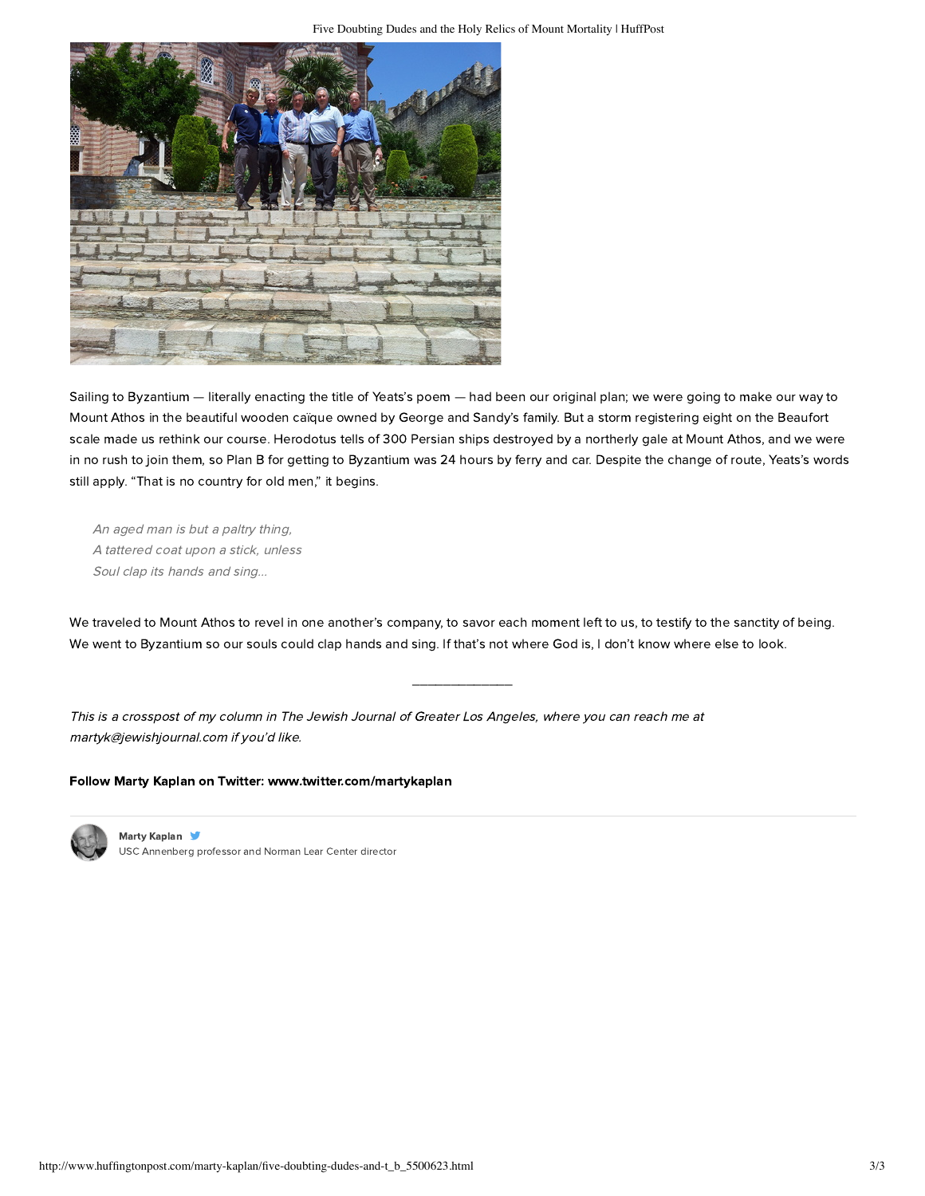Sailing to Byzantium — literally enacting the title of Yeats's poem — had been our original plan; we were going to make our way to Mount Athos in the beautiful wooden caïque owned by George and Sandy's family. But a storm registering eight on the Beaufort scale made us rethink our course. Herodotus tells of 300 Persian ships destroyed by a northerly gale at Mount Athos, and we were in no rush to join them, so Plan B for getting to Byzantium was 24 hours by ferry and car. Despite the change of route, Yeats's words still apply. "That is no country for old men," it begins.

> *An aged man is but a paltry thing,*
> *A tattered coat upon a stick, unless*
> *Soul clap its hands and sing...*

We traveled to Mount Athos to revel in one another's company, to savor each moment left to us, to testify to the sanctity of being. We went to Byzantium so our souls could clap hands and sing. If that's not where God is, I don't know where else to look.

---

*This is a crosspost of my column in The Jewish Journal of Greater Los Angeles, where you can reach me at martyk@jewishjournal.com if you'd like.*

**Follow Marty Kaplan on Twitter: www.twitter.com/martykaplan**

**Marty Kaplan**
USC Annenberg professor and Norman Lear Center director